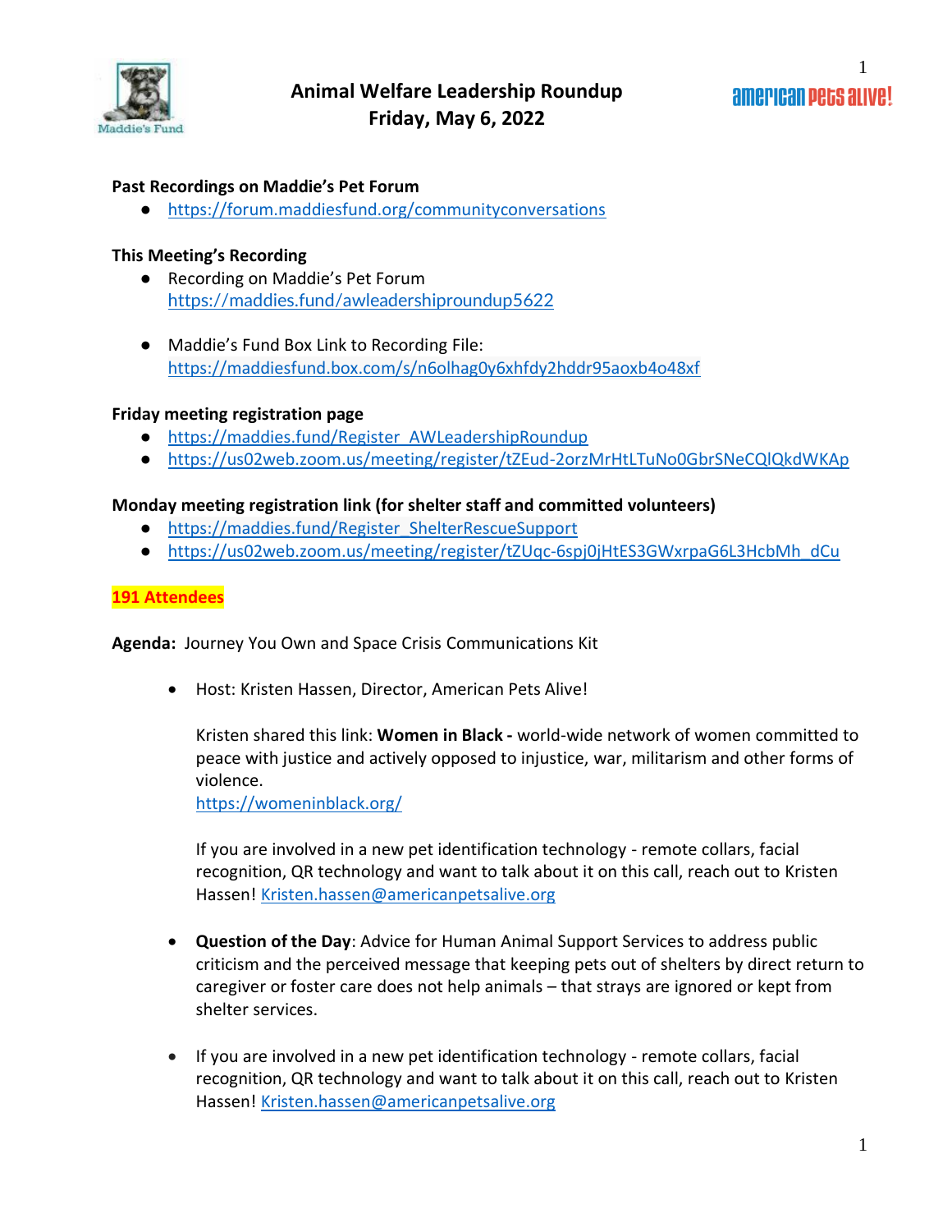# Animal Welfare Leadership Roundup
## Friday, May 6, 2022

**Past Recordings on Maddie's Pet Forum**

- https://forum.maddiesfund.org/communityconversations

**This Meeting's Recording**

- Recording on Maddie's Pet Forum https://maddies.fund/awleadershiproundup5622

- Maddie's Fund Box Link to Recording File: https://maddiesfund.box.com/s/n6olhag0y6xhfdy2hddr95aoxb4o48xf

**Friday meeting registration page**

- https://maddies.fund/Register_AWLeadershipRoundup
- https://us02web.zoom.us/meeting/register/tZEud-2orzMrHtLTuNo0GbrSNeCQlQkdWKAp

**Monday meeting registration link (for shelter staff and committed volunteers)**

- https://maddies.fund/Register_ShelterRescueSupport
- https://us02web.zoom.us/meeting/register/tZUqc-6spj0jHtES3GWxrpaG6L3HcbMh_dCu

**191 Attendees**

**Agenda:** Journey You Own and Space Crisis Communications Kit

- Host: Kristen Hassen, Director, American Pets Alive!

  Kristen shared this link: **Women in Black -** world-wide network of women committed to peace with justice and actively opposed to injustice, war, militarism and other forms of violence.
  https://womeninblack.org/

  If you are involved in a new pet identification technology - remote collars, facial recognition, QR technology and want to talk about it on this call, reach out to Kristen Hassen! Kristen.hassen@americanpetsalive.org

- **Question of the Day**: Advice for Human Animal Support Services to address public criticism and the perceived message that keeping pets out of shelters by direct return to caregiver or foster care does not help animals – that strays are ignored or kept from shelter services.

- If you are involved in a new pet identification technology - remote collars, facial recognition, QR technology and want to talk about it on this call, reach out to Kristen Hassen! Kristen.hassen@americanpetsalive.org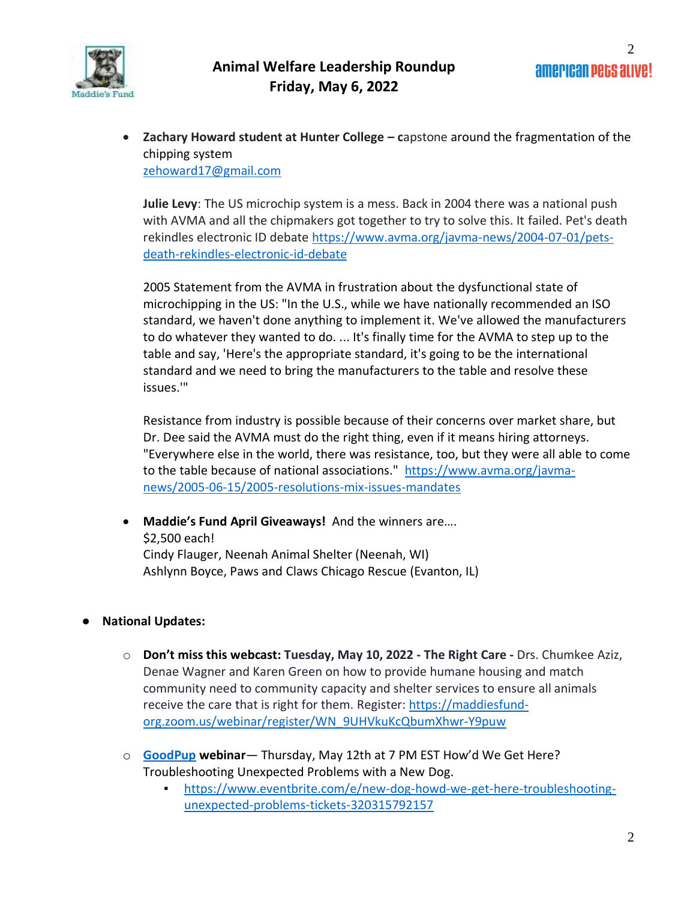- **Zachary Howard student at Hunter College – c**apstone around the fragmentation of the chipping system
  [zehoward17@gmail.com](mailto:zehoward17@gmail.com)

  **Julie Levy**: The US microchip system is a mess. Back in 2004 there was a national push with AVMA and all the chipmakers got together to try to solve this. It failed. Pet's death rekindles electronic ID debate https://www.avma.org/javma-news/2004-07-01/pets-death-rekindles-electronic-id-debate

  2005 Statement from the AVMA in frustration about the dysfunctional state of microchipping in the US: "In the U.S., while we have nationally recommended an ISO standard, we haven't done anything to implement it. We've allowed the manufacturers to do whatever they wanted to do. ... It's finally time for the AVMA to step up to the table and say, 'Here's the appropriate standard, it's going to be the international standard and we need to bring the manufacturers to the table and resolve these issues.'"

  Resistance from industry is possible because of their concerns over market share, but Dr. Dee said the AVMA must do the right thing, even if it means hiring attorneys. "Everywhere else in the world, there was resistance, too, but they were all able to come to the table because of national associations." https://www.avma.org/javma-news/2005-06-15/2005-resolutions-mix-issues-mandates

- **Maddie's Fund April Giveaways!** And the winners are….
  $2,500 each!
  Cindy Flauger, Neenah Animal Shelter (Neenah, WI)
  Ashlynn Boyce, Paws and Claws Chicago Rescue (Evanton, IL)

- **National Updates:**
  - **Don't miss this webcast: Tuesday, May 10, 2022 - The Right Care -** Drs. Chumkee Aziz, Denae Wagner and Karen Green on how to provide humane housing and match community need to community capacity and shelter services to ensure all animals receive the care that is right for them. Register: https://maddiesfund-org.zoom.us/webinar/register/WN_9UHVkuKcQbumXhwr-Y9puw
  - **GoodPup webinar**— Thursday, May 12th at 7 PM EST How'd We Get Here? Troubleshooting Unexpected Problems with a New Dog.
    - https://www.eventbrite.com/e/new-dog-howd-we-get-here-troubleshooting-unexpected-problems-tickets-320315792157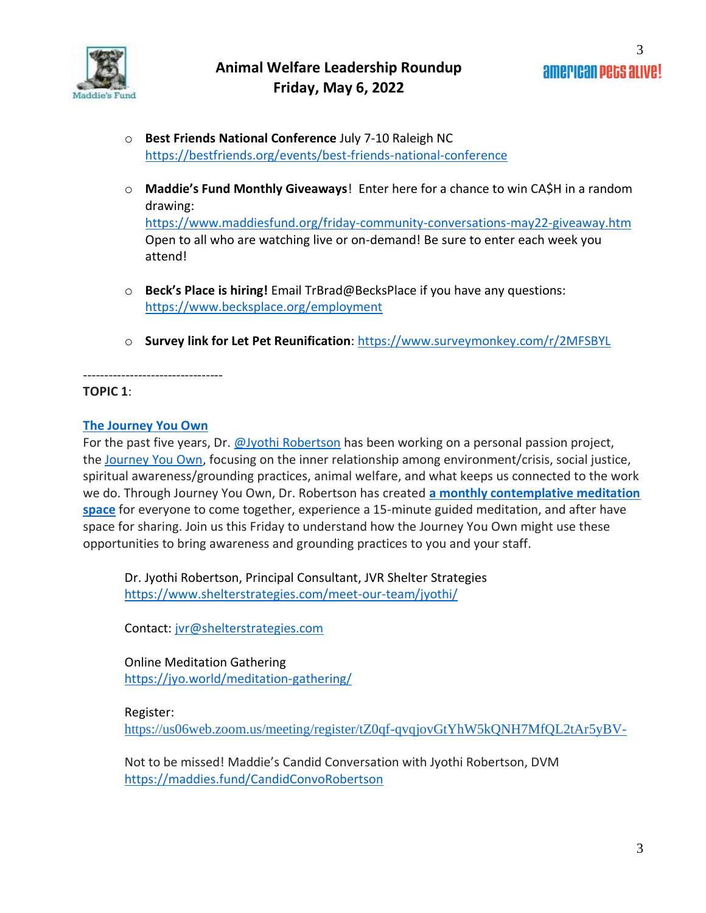- **Best Friends National Conference** July 7-10 Raleigh NC https://bestfriends.org/events/best-friends-national-conference

- **Maddie's Fund Monthly Giveaways**! Enter here for a chance to win CA$H in a random drawing: https://www.maddiesfund.org/friday-community-conversations-may22-giveaway.htm Open to all who are watching live or on-demand! Be sure to enter each week you attend!

- **Beck's Place is hiring!** Email TrBrad@BecksPlace if you have any questions: https://www.becksplace.org/employment

- **Survey link for Let Pet Reunification**: https://www.surveymonkey.com/r/2MFSBYL

---------------------------------

**TOPIC 1**:

**The Journey You Own**

For the past five years, Dr. @Jyothi Robertson has been working on a personal passion project, the Journey You Own, focusing on the inner relationship among environment/crisis, social justice, spiritual awareness/grounding practices, animal welfare, and what keeps us connected to the work we do. Through Journey You Own, Dr. Robertson has created **a monthly contemplative meditation space** for everyone to come together, experience a 15-minute guided meditation, and after have space for sharing. Join us this Friday to understand how the Journey You Own might use these opportunities to bring awareness and grounding practices to you and your staff.

Dr. Jyothi Robertson, Principal Consultant, JVR Shelter Strategies
https://www.shelterstrategies.com/meet-our-team/jyothi/

Contact: jvr@shelterstrategies.com

Online Meditation Gathering
https://jyo.world/meditation-gathering/

Register:
https://us06web.zoom.us/meeting/register/tZ0qf-qvqjovGtYhW5kQNH7MfQL2tAr5yBV-

Not to be missed! Maddie's Candid Conversation with Jyothi Robertson, DVM
https://maddies.fund/CandidConvoRobertson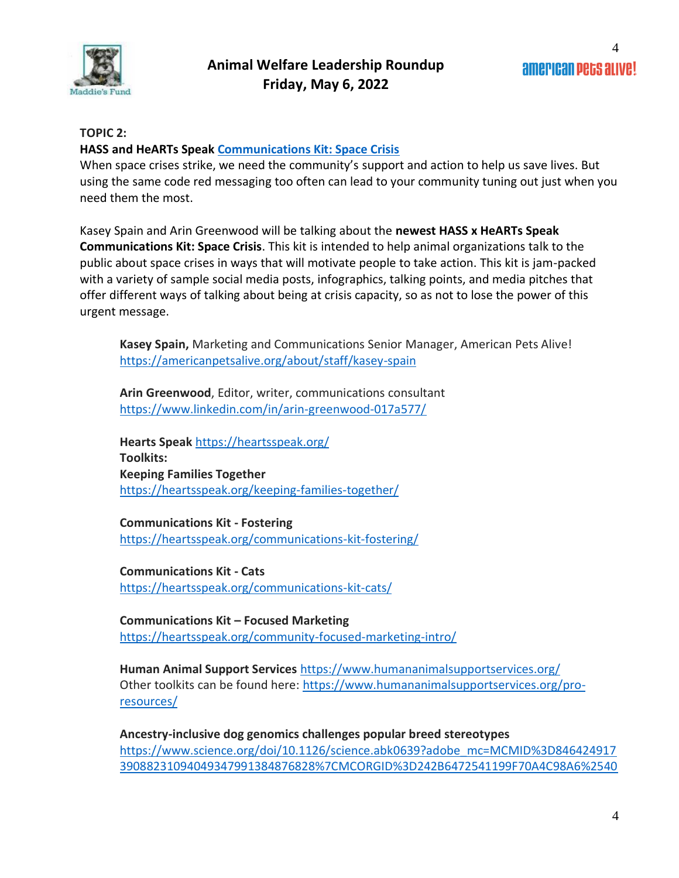**TOPIC 2:**

**HASS and HeARTs Speak [Communications Kit: Space Crisis]**

When space crises strike, we need the community's support and action to help us save lives. But using the same code red messaging too often can lead to your community tuning out just when you need them the most.

Kasey Spain and Arin Greenwood will be talking about the **newest HASS x HeARTs Speak Communications Kit: Space Crisis**. This kit is intended to help animal organizations talk to the public about space crises in ways that will motivate people to take action. This kit is jam-packed with a variety of sample social media posts, infographics, talking points, and media pitches that offer different ways of talking about being at crisis capacity, so as not to lose the power of this urgent message.

**Kasey Spain,** Marketing and Communications Senior Manager, American Pets Alive!
https://americanpetsalive.org/about/staff/kasey-spain

**Arin Greenwood**, Editor, writer, communications consultant
https://www.linkedin.com/in/arin-greenwood-017a577/

**Hearts Speak** https://heartsspeak.org/
**Toolkits:**
**Keeping Families Together**
https://heartsspeak.org/keeping-families-together/

**Communications Kit - Fostering**
https://heartsspeak.org/communications-kit-fostering/

**Communications Kit - Cats**
https://heartsspeak.org/communications-kit-cats/

**Communications Kit – Focused Marketing**
https://heartsspeak.org/community-focused-marketing-intro/

**Human Animal Support Services** https://www.humananimalsupportservices.org/
Other toolkits can be found here: https://www.humananimalsupportservices.org/pro-resources/

**Ancestry-inclusive dog genomics challenges popular breed stereotypes**
https://www.science.org/doi/10.1126/science.abk0639?adobe_mc=MCMID%3D846424917390882310940493479913848768​28%7CMCORGID%3D242B6472541199F70A4C98A6%2540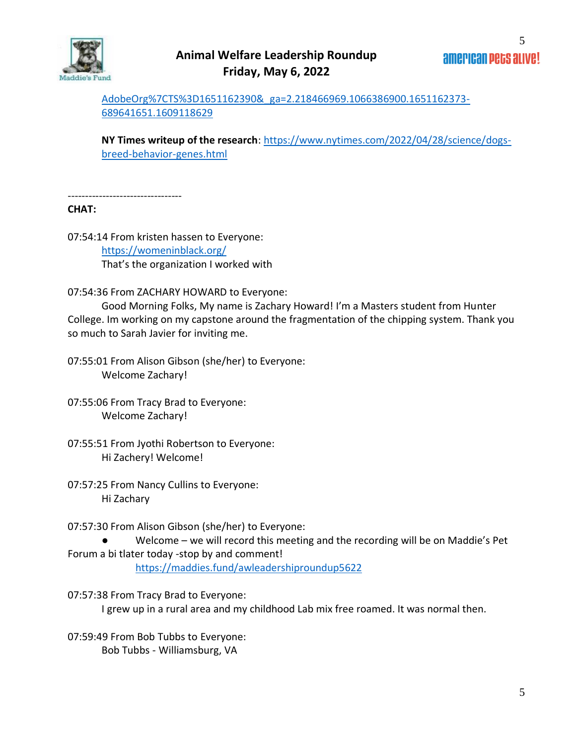AdobeOrg%7CTS%3D1651162390&_ga=2.218466969.1066386900.1651162373-689641651.1609118629

**NY Times writeup of the research**: https://www.nytimes.com/2022/04/28/science/dogs-breed-behavior-genes.html

---------------------------------

**CHAT:**

07:54:14 From kristen hassen to Everyone:
https://womeninblack.org/
That's the organization I worked with

07:54:36 From ZACHARY HOWARD to Everyone:
Good Morning Folks, My name is Zachary Howard! I'm a Masters student from Hunter College. Im working on my capstone around the fragmentation of the chipping system. Thank you so much to Sarah Javier for inviting me.

07:55:01 From Alison Gibson (she/her) to Everyone:
Welcome Zachary!

07:55:06 From Tracy Brad to Everyone:
Welcome Zachary!

07:55:51 From Jyothi Robertson to Everyone:
Hi Zachery! Welcome!

07:57:25 From Nancy Cullins to Everyone:
Hi Zachary

07:57:30 From Alison Gibson (she/her) to Everyone:

- Welcome – we will record this meeting and the recording will be on Maddie's Pet Forum a bi tlater today -stop by and comment!
https://maddies.fund/awleadershiproundup5622

07:57:38 From Tracy Brad to Everyone:
I grew up in a rural area and my childhood Lab mix free roamed. It was normal then.

07:59:49 From Bob Tubbs to Everyone:
Bob Tubbs - Williamsburg, VA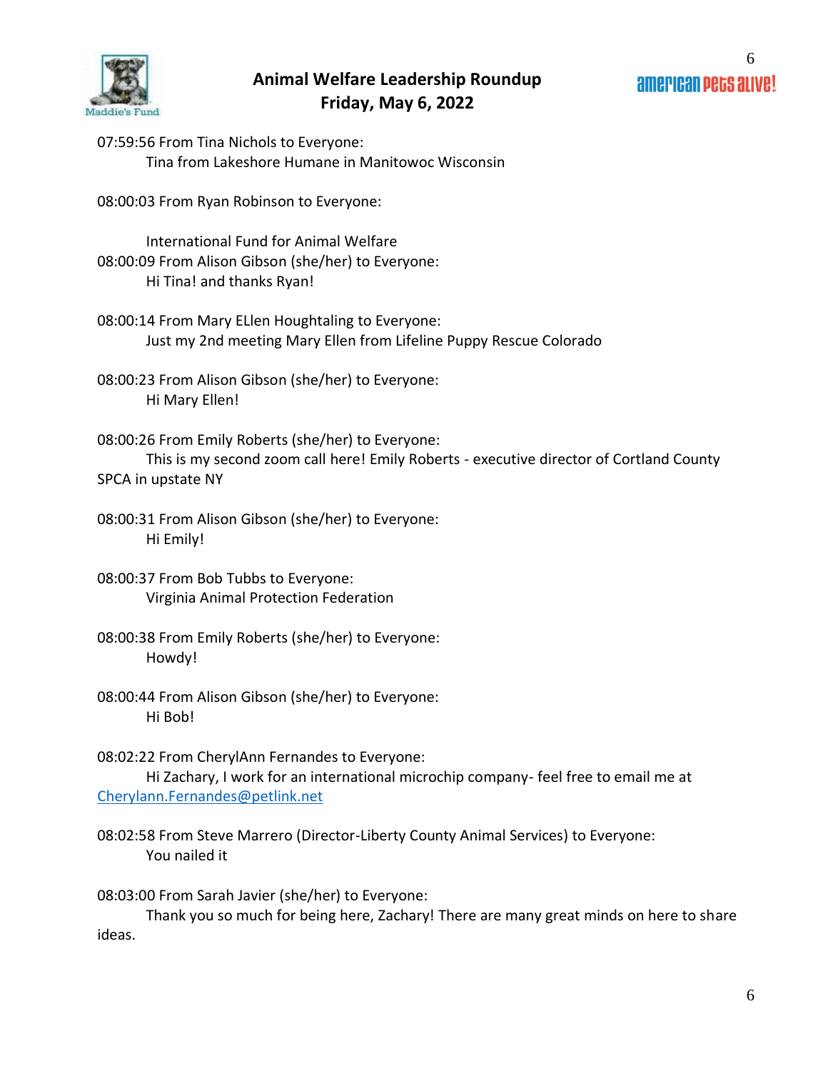07:59:56 From Tina Nichols to Everyone:
Tina from Lakeshore Humane in Manitowoc Wisconsin

08:00:03 From Ryan Robinson to Everyone:

International Fund for Animal Welfare

08:00:09 From Alison Gibson (she/her) to Everyone:
Hi Tina! and thanks Ryan!

08:00:14 From Mary ELlen Houghtaling to Everyone:
Just my 2nd meeting Mary Ellen from Lifeline Puppy Rescue Colorado

08:00:23 From Alison Gibson (she/her) to Everyone:
Hi Mary Ellen!

08:00:26 From Emily Roberts (she/her) to Everyone:
This is my second zoom call here! Emily Roberts - executive director of Cortland County SPCA in upstate NY

08:00:31 From Alison Gibson (she/her) to Everyone:
Hi Emily!

08:00:37 From Bob Tubbs to Everyone:
Virginia Animal Protection Federation

08:00:38 From Emily Roberts (she/her) to Everyone:
Howdy!

08:00:44 From Alison Gibson (she/her) to Everyone:
Hi Bob!

08:02:22 From CherylAnn Fernandes to Everyone:
Hi Zachary, I work for an international microchip company- feel free to email me at Cherylann.Fernandes@petlink.net

08:02:58 From Steve Marrero (Director-Liberty County Animal Services) to Everyone:
You nailed it

08:03:00 From Sarah Javier (she/her) to Everyone:
Thank you so much for being here, Zachary! There are many great minds on here to share ideas.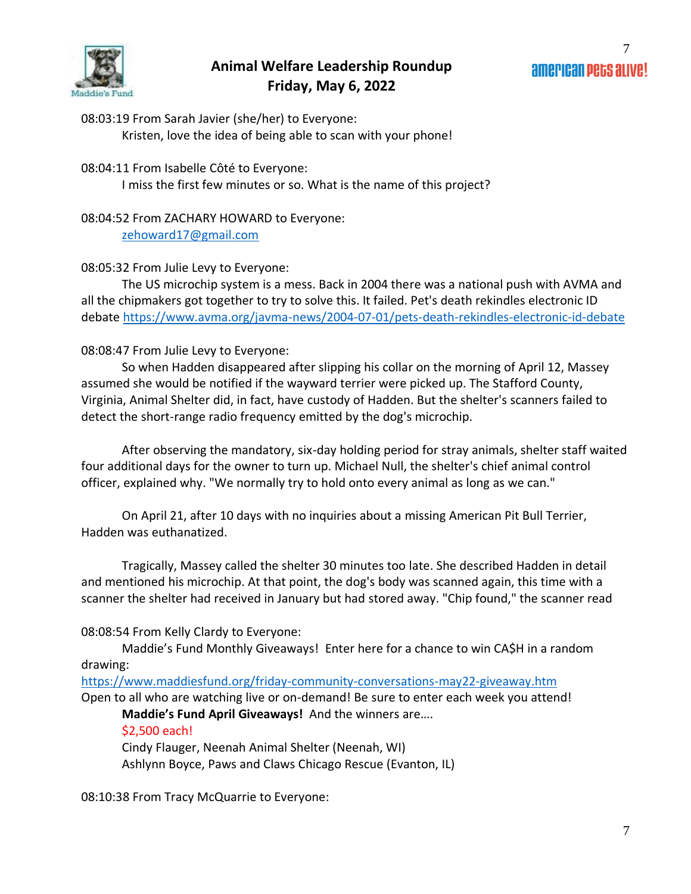08:03:19 From Sarah Javier (she/her) to Everyone:

Kristen, love the idea of being able to scan with your phone!

08:04:11 From Isabelle Côté to Everyone:

I miss the first few minutes or so. What is the name of this project?

08:04:52 From ZACHARY HOWARD to Everyone:

zehoward17@gmail.com

08:05:32 From Julie Levy to Everyone:

The US microchip system is a mess. Back in 2004 there was a national push with AVMA and all the chipmakers got together to try to solve this. It failed. Pet's death rekindles electronic ID debate https://www.avma.org/javma-news/2004-07-01/pets-death-rekindles-electronic-id-debate

08:08:47 From Julie Levy to Everyone:

So when Hadden disappeared after slipping his collar on the morning of April 12, Massey assumed she would be notified if the wayward terrier were picked up. The Stafford County, Virginia, Animal Shelter did, in fact, have custody of Hadden. But the shelter's scanners failed to detect the short-range radio frequency emitted by the dog's microchip.

After observing the mandatory, six-day holding period for stray animals, shelter staff waited four additional days for the owner to turn up. Michael Null, the shelter's chief animal control officer, explained why. "We normally try to hold onto every animal as long as we can."

On April 21, after 10 days with no inquiries about a missing American Pit Bull Terrier, Hadden was euthanatized.

Tragically, Massey called the shelter 30 minutes too late. She described Hadden in detail and mentioned his microchip. At that point, the dog's body was scanned again, this time with a scanner the shelter had received in January but had stored away. "Chip found," the scanner read

08:08:54 From Kelly Clardy to Everyone:

Maddie's Fund Monthly Giveaways! Enter here for a chance to win CA$H in a random drawing:
https://www.maddiesfund.org/friday-community-conversations-may22-giveaway.htm
Open to all who are watching live or on-demand! Be sure to enter each week you attend!

**Maddie's Fund April Giveaways!** And the winners are….

$2,500 each!

Cindy Flauger, Neenah Animal Shelter (Neenah, WI)

Ashlynn Boyce, Paws and Claws Chicago Rescue (Evanton, IL)

08:10:38 From Tracy McQuarrie to Everyone: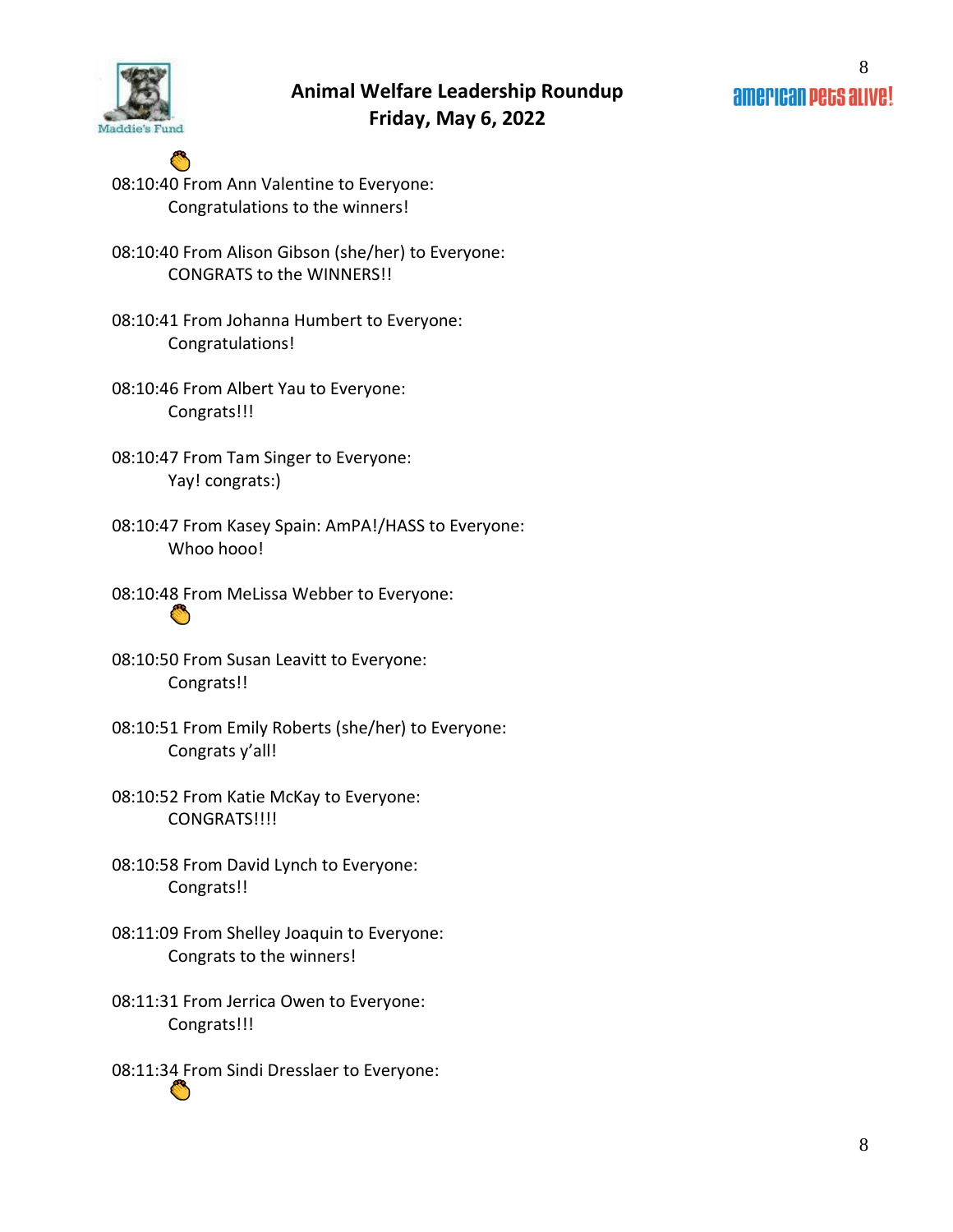👏

08:10:40 From Ann Valentine to Everyone:
Congratulations to the winners!

08:10:40 From Alison Gibson (she/her) to Everyone:
CONGRATS to the WINNERS!!

08:10:41 From Johanna Humbert to Everyone:
Congratulations!

08:10:46 From Albert Yau to Everyone:
Congrats!!!

08:10:47 From Tam Singer to Everyone:
Yay! congrats:)

08:10:47 From Kasey Spain: AmPA!/HASS to Everyone:
Whoo hooo!

08:10:48 From MeLissa Webber to Everyone:
👏

08:10:50 From Susan Leavitt to Everyone:
Congrats!!

08:10:51 From Emily Roberts (she/her) to Everyone:
Congrats y'all!

08:10:52 From Katie McKay to Everyone:
CONGRATS!!!!

08:10:58 From David Lynch to Everyone:
Congrats!!

08:11:09 From Shelley Joaquin to Everyone:
Congrats to the winners!

08:11:31 From Jerrica Owen to Everyone:
Congrats!!!

08:11:34 From Sindi Dresslaer to Everyone:
👏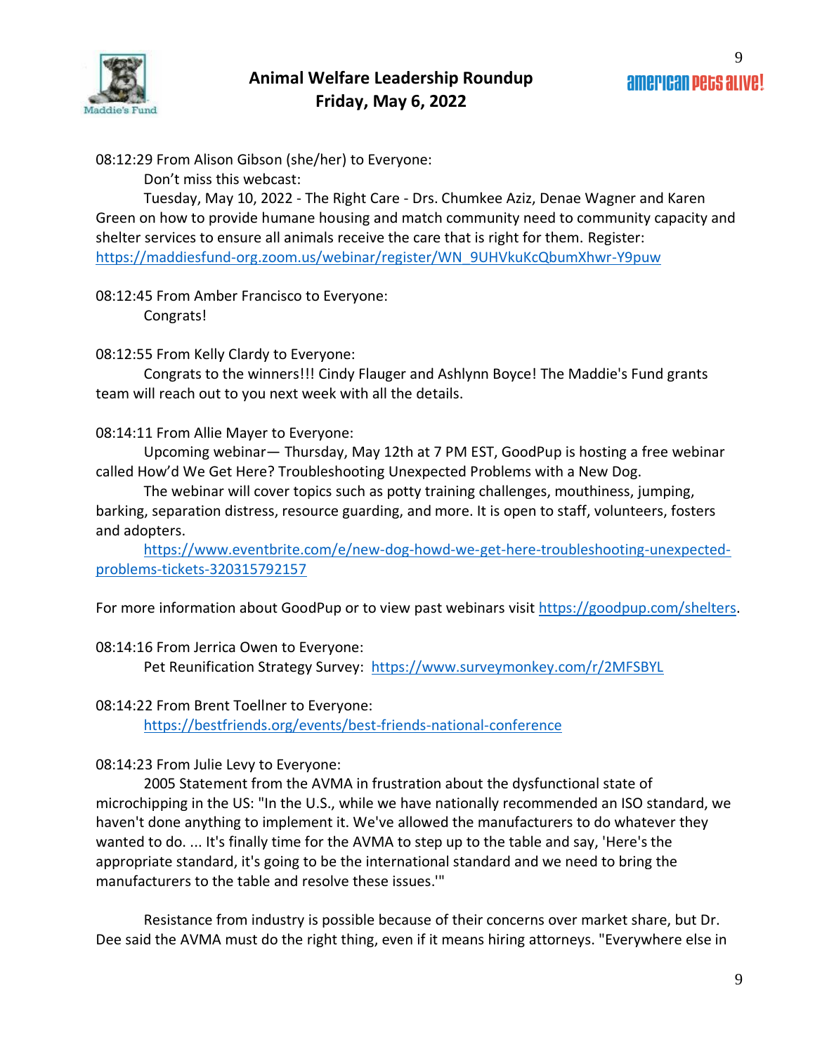08:12:29 From Alison Gibson (she/her) to Everyone:

Don't miss this webcast:

Tuesday, May 10, 2022 - The Right Care - Drs. Chumkee Aziz, Denae Wagner and Karen Green on how to provide humane housing and match community need to community capacity and shelter services to ensure all animals receive the care that is right for them. Register: https://maddiesfund-org.zoom.us/webinar/register/WN_9UHVkuKcQbumXhwr-Y9puw

08:12:45 From Amber Francisco to Everyone:

Congrats!

08:12:55 From Kelly Clardy to Everyone:

Congrats to the winners!!! Cindy Flauger and Ashlynn Boyce! The Maddie's Fund grants team will reach out to you next week with all the details.

08:14:11 From Allie Mayer to Everyone:

Upcoming webinar— Thursday, May 12th at 7 PM EST, GoodPup is hosting a free webinar called How'd We Get Here? Troubleshooting Unexpected Problems with a New Dog.

The webinar will cover topics such as potty training challenges, mouthiness, jumping, barking, separation distress, resource guarding, and more. It is open to staff, volunteers, fosters and adopters.

https://www.eventbrite.com/e/new-dog-howd-we-get-here-troubleshooting-unexpected-problems-tickets-320315792157

For more information about GoodPup or to view past webinars visit https://goodpup.com/shelters.

08:14:16 From Jerrica Owen to Everyone:

Pet Reunification Strategy Survey: https://www.surveymonkey.com/r/2MFSBYL

08:14:22 From Brent Toellner to Everyone:

https://bestfriends.org/events/best-friends-national-conference

08:14:23 From Julie Levy to Everyone:

2005 Statement from the AVMA in frustration about the dysfunctional state of microchipping in the US: "In the U.S., while we have nationally recommended an ISO standard, we haven't done anything to implement it. We've allowed the manufacturers to do whatever they wanted to do. ... It's finally time for the AVMA to step up to the table and say, 'Here's the appropriate standard, it's going to be the international standard and we need to bring the manufacturers to the table and resolve these issues.'"

Resistance from industry is possible because of their concerns over market share, but Dr. Dee said the AVMA must do the right thing, even if it means hiring attorneys. "Everywhere else in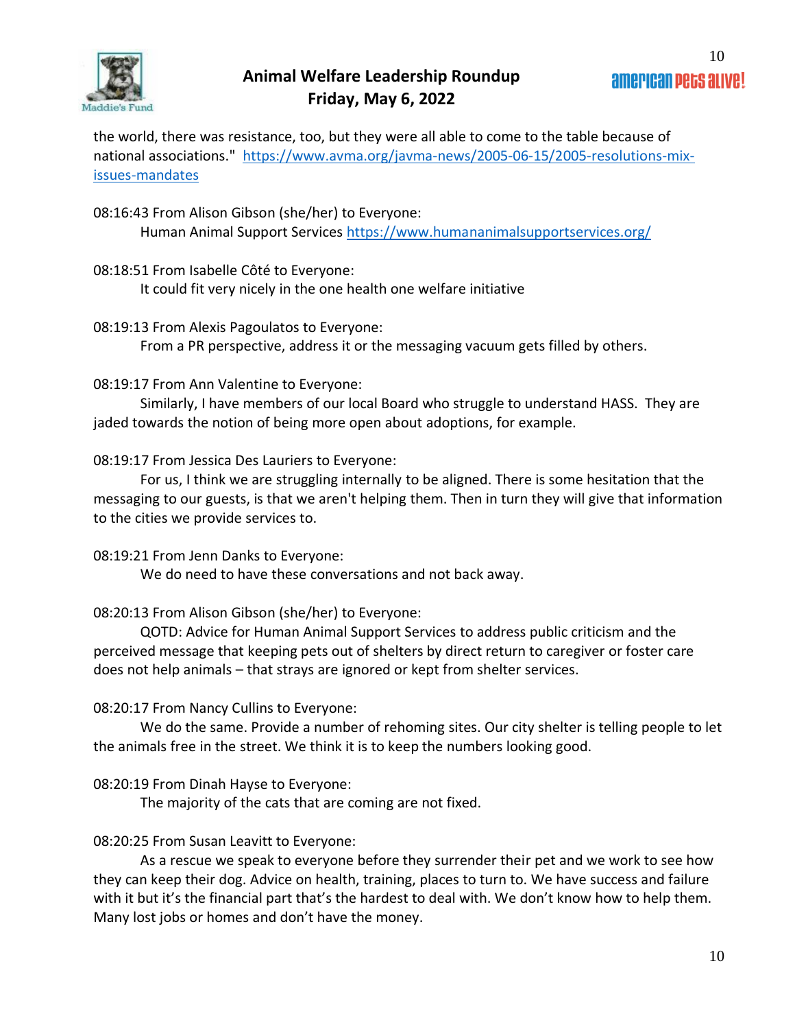the world, there was resistance, too, but they were all able to come to the table because of national associations." https://www.avma.org/javma-news/2005-06-15/2005-resolutions-mix-issues-mandates

08:16:43 From Alison Gibson (she/her) to Everyone:
Human Animal Support Services https://www.humananimalsupportservices.org/

08:18:51 From Isabelle Côté to Everyone:
It could fit very nicely in the one health one welfare initiative

08:19:13 From Alexis Pagoulatos to Everyone:
From a PR perspective, address it or the messaging vacuum gets filled by others.

08:19:17 From Ann Valentine to Everyone:
Similarly, I have members of our local Board who struggle to understand HASS. They are jaded towards the notion of being more open about adoptions, for example.

08:19:17 From Jessica Des Lauriers to Everyone:
For us, I think we are struggling internally to be aligned. There is some hesitation that the messaging to our guests, is that we aren't helping them. Then in turn they will give that information to the cities we provide services to.

08:19:21 From Jenn Danks to Everyone:
We do need to have these conversations and not back away.

08:20:13 From Alison Gibson (she/her) to Everyone:
QOTD: Advice for Human Animal Support Services to address public criticism and the perceived message that keeping pets out of shelters by direct return to caregiver or foster care does not help animals – that strays are ignored or kept from shelter services.

08:20:17 From Nancy Cullins to Everyone:
We do the same. Provide a number of rehoming sites. Our city shelter is telling people to let the animals free in the street. We think it is to keep the numbers looking good.

08:20:19 From Dinah Hayse to Everyone:
The majority of the cats that are coming are not fixed.

08:20:25 From Susan Leavitt to Everyone:
As a rescue we speak to everyone before they surrender their pet and we work to see how they can keep their dog. Advice on health, training, places to turn to. We have success and failure with it but it's the financial part that's the hardest to deal with. We don't know how to help them. Many lost jobs or homes and don't have the money.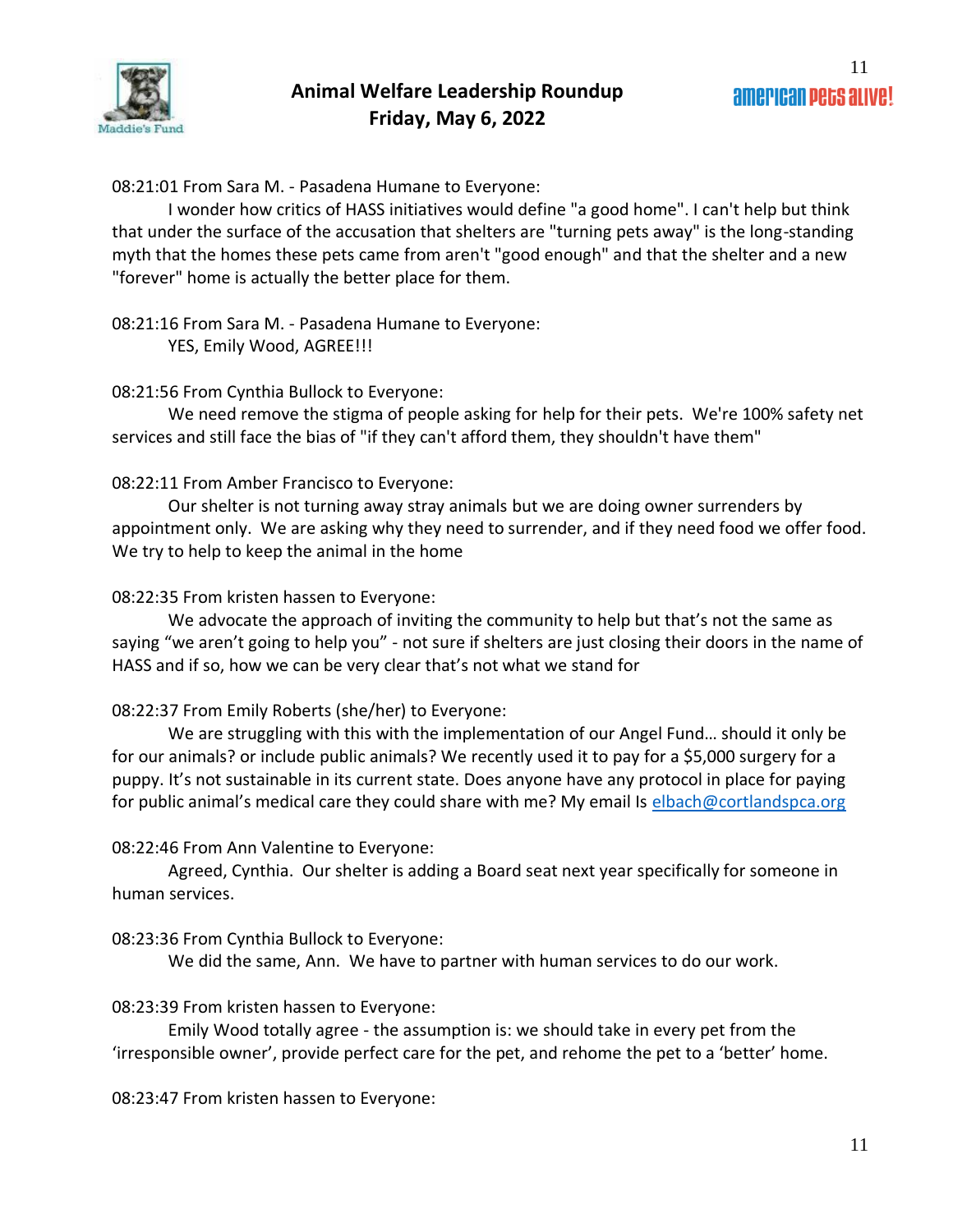08:21:01 From Sara M. - Pasadena Humane to Everyone:

I wonder how critics of HASS initiatives would define "a good home". I can't help but think that under the surface of the accusation that shelters are "turning pets away" is the long-standing myth that the homes these pets came from aren't "good enough" and that the shelter and a new "forever" home is actually the better place for them.

08:21:16 From Sara M. - Pasadena Humane to Everyone:

YES, Emily Wood, AGREE!!!

08:21:56 From Cynthia Bullock to Everyone:

We need remove the stigma of people asking for help for their pets. We're 100% safety net services and still face the bias of "if they can't afford them, they shouldn't have them"

08:22:11 From Amber Francisco to Everyone:

Our shelter is not turning away stray animals but we are doing owner surrenders by appointment only. We are asking why they need to surrender, and if they need food we offer food. We try to help to keep the animal in the home

08:22:35 From kristen hassen to Everyone:

We advocate the approach of inviting the community to help but that's not the same as saying "we aren't going to help you" - not sure if shelters are just closing their doors in the name of HASS and if so, how we can be very clear that's not what we stand for

08:22:37 From Emily Roberts (she/her) to Everyone:

We are struggling with this with the implementation of our Angel Fund… should it only be for our animals? or include public animals? We recently used it to pay for a $5,000 surgery for a puppy. It's not sustainable in its current state. Does anyone have any protocol in place for paying for public animal's medical care they could share with me? My email Is elbach@cortlandspca.org

08:22:46 From Ann Valentine to Everyone:

Agreed, Cynthia. Our shelter is adding a Board seat next year specifically for someone in human services.

08:23:36 From Cynthia Bullock to Everyone:

We did the same, Ann. We have to partner with human services to do our work.

08:23:39 From kristen hassen to Everyone:

Emily Wood totally agree - the assumption is: we should take in every pet from the 'irresponsible owner', provide perfect care for the pet, and rehome the pet to a 'better' home.

08:23:47 From kristen hassen to Everyone: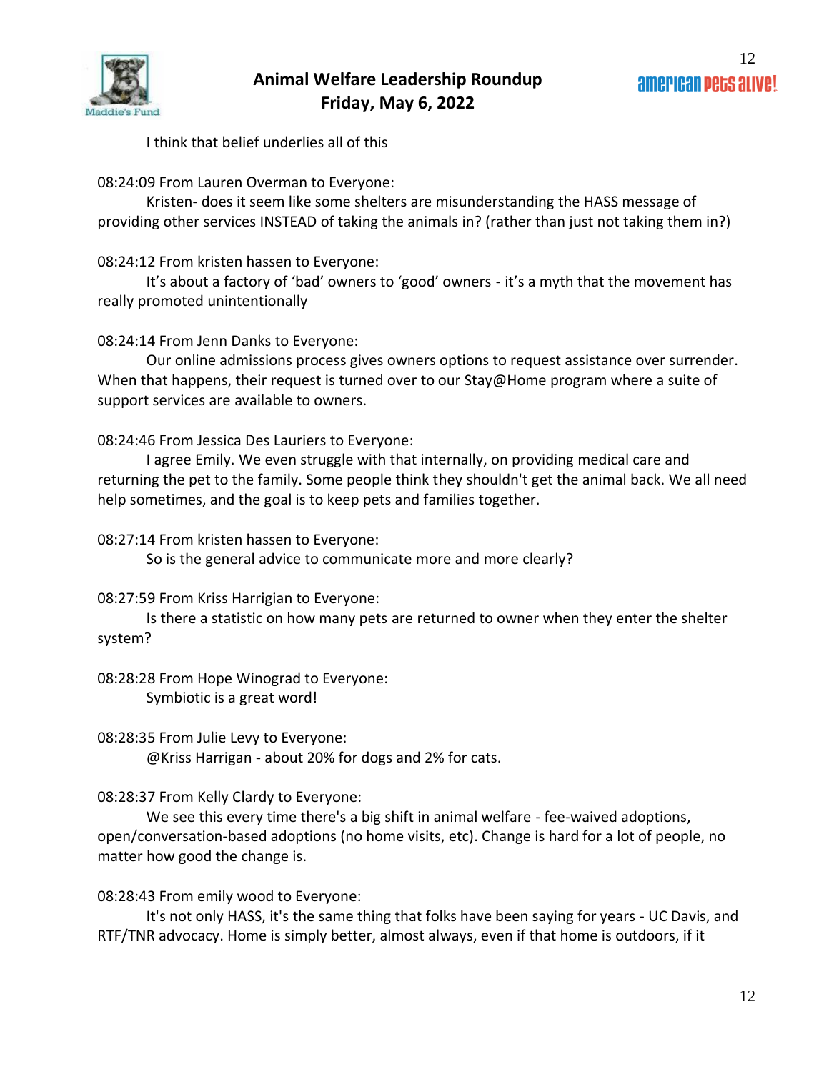I think that belief underlies all of this

08:24:09 From Lauren Overman to Everyone:

Kristen- does it seem like some shelters are misunderstanding the HASS message of providing other services INSTEAD of taking the animals in? (rather than just not taking them in?)

08:24:12 From kristen hassen to Everyone:

It's about a factory of 'bad' owners to 'good' owners - it's a myth that the movement has really promoted unintentionally

08:24:14 From Jenn Danks to Everyone:

Our online admissions process gives owners options to request assistance over surrender. When that happens, their request is turned over to our Stay@Home program where a suite of support services are available to owners.

08:24:46 From Jessica Des Lauriers to Everyone:

I agree Emily. We even struggle with that internally, on providing medical care and returning the pet to the family. Some people think they shouldn't get the animal back. We all need help sometimes, and the goal is to keep pets and families together.

08:27:14 From kristen hassen to Everyone:

So is the general advice to communicate more and more clearly?

08:27:59 From Kriss Harrigian to Everyone:

Is there a statistic on how many pets are returned to owner when they enter the shelter system?

08:28:28 From Hope Winograd to Everyone:

Symbiotic is a great word!

08:28:35 From Julie Levy to Everyone:

@Kriss Harrigan - about 20% for dogs and 2% for cats.

08:28:37 From Kelly Clardy to Everyone:

We see this every time there's a big shift in animal welfare - fee-waived adoptions, open/conversation-based adoptions (no home visits, etc). Change is hard for a lot of people, no matter how good the change is.

08:28:43 From emily wood to Everyone:

It's not only HASS, it's the same thing that folks have been saying for years - UC Davis, and RTF/TNR advocacy. Home is simply better, almost always, even if that home is outdoors, if it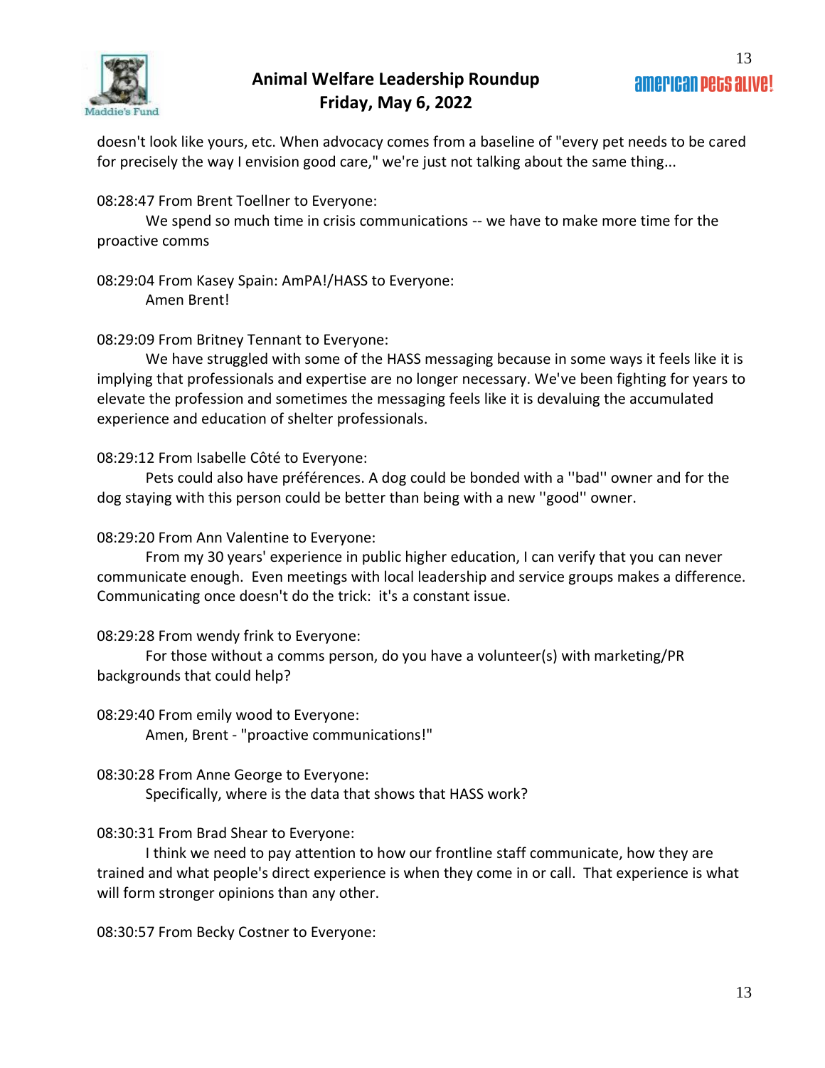doesn't look like yours, etc. When advocacy comes from a baseline of "every pet needs to be cared for precisely the way I envision good care," we're just not talking about the same thing...

08:28:47 From Brent Toellner to Everyone:
We spend so much time in crisis communications -- we have to make more time for the proactive comms

08:29:04 From Kasey Spain: AmPA!/HASS to Everyone:
Amen Brent!

08:29:09 From Britney Tennant to Everyone:
We have struggled with some of the HASS messaging because in some ways it feels like it is implying that professionals and expertise are no longer necessary. We've been fighting for years to elevate the profession and sometimes the messaging feels like it is devaluing the accumulated experience and education of shelter professionals.

08:29:12 From Isabelle Côté to Everyone:
Pets could also have préférences. A dog could be bonded with a ''bad'' owner and for the dog staying with this person could be better than being with a new ''good'' owner.

08:29:20 From Ann Valentine to Everyone:
From my 30 years' experience in public higher education, I can verify that you can never communicate enough. Even meetings with local leadership and service groups makes a difference. Communicating once doesn't do the trick: it's a constant issue.

08:29:28 From wendy frink to Everyone:
For those without a comms person, do you have a volunteer(s) with marketing/PR backgrounds that could help?

08:29:40 From emily wood to Everyone:
Amen, Brent - "proactive communications!"

08:30:28 From Anne George to Everyone:
Specifically, where is the data that shows that HASS work?

08:30:31 From Brad Shear to Everyone:
I think we need to pay attention to how our frontline staff communicate, how they are trained and what people's direct experience is when they come in or call. That experience is what will form stronger opinions than any other.

08:30:57 From Becky Costner to Everyone: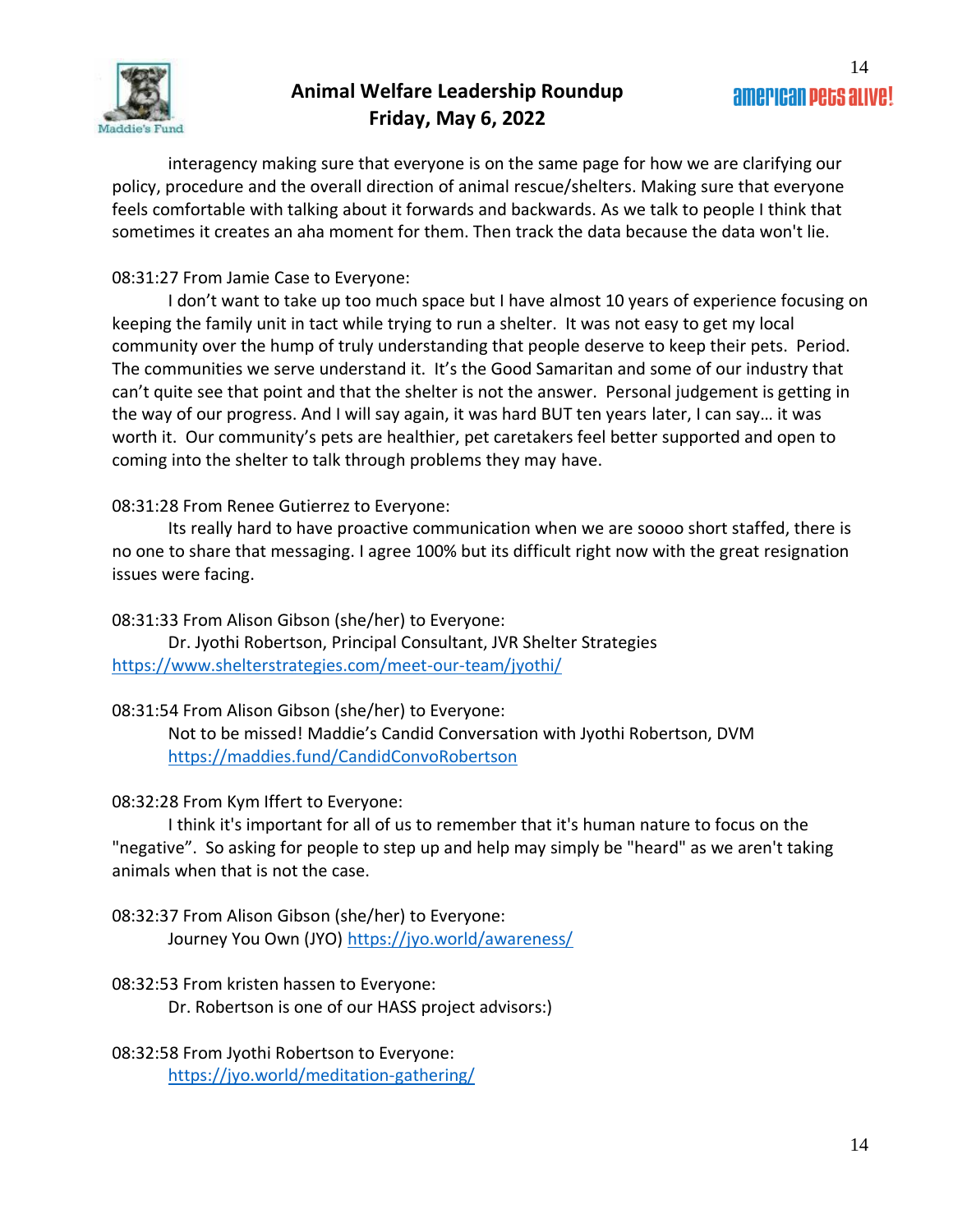interagency making sure that everyone is on the same page for how we are clarifying our policy, procedure and the overall direction of animal rescue/shelters. Making sure that everyone feels comfortable with talking about it forwards and backwards. As we talk to people I think that sometimes it creates an aha moment for them. Then track the data because the data won't lie.

08:31:27 From Jamie Case to Everyone:

I don't want to take up too much space but I have almost 10 years of experience focusing on keeping the family unit in tact while trying to run a shelter. It was not easy to get my local community over the hump of truly understanding that people deserve to keep their pets. Period. The communities we serve understand it. It's the Good Samaritan and some of our industry that can't quite see that point and that the shelter is not the answer. Personal judgement is getting in the way of our progress. And I will say again, it was hard BUT ten years later, I can say… it was worth it. Our community's pets are healthier, pet caretakers feel better supported and open to coming into the shelter to talk through problems they may have.

08:31:28 From Renee Gutierrez to Everyone:

Its really hard to have proactive communication when we are soooo short staffed, there is no one to share that messaging. I agree 100% but its difficult right now with the great resignation issues were facing.

08:31:33 From Alison Gibson (she/her) to Everyone:

Dr. Jyothi Robertson, Principal Consultant, JVR Shelter Strategies
https://www.shelterstrategies.com/meet-our-team/jyothi/

08:31:54 From Alison Gibson (she/her) to Everyone:

Not to be missed! Maddie's Candid Conversation with Jyothi Robertson, DVM
https://maddies.fund/CandidConvoRobertson

08:32:28 From Kym Iffert to Everyone:

I think it's important for all of us to remember that it's human nature to focus on the "negative". So asking for people to step up and help may simply be "heard" as we aren't taking animals when that is not the case.

08:32:37 From Alison Gibson (she/her) to Everyone:

Journey You Own (JYO) https://jyo.world/awareness/

08:32:53 From kristen hassen to Everyone:

Dr. Robertson is one of our HASS project advisors:)

08:32:58 From Jyothi Robertson to Everyone:

https://jyo.world/meditation-gathering/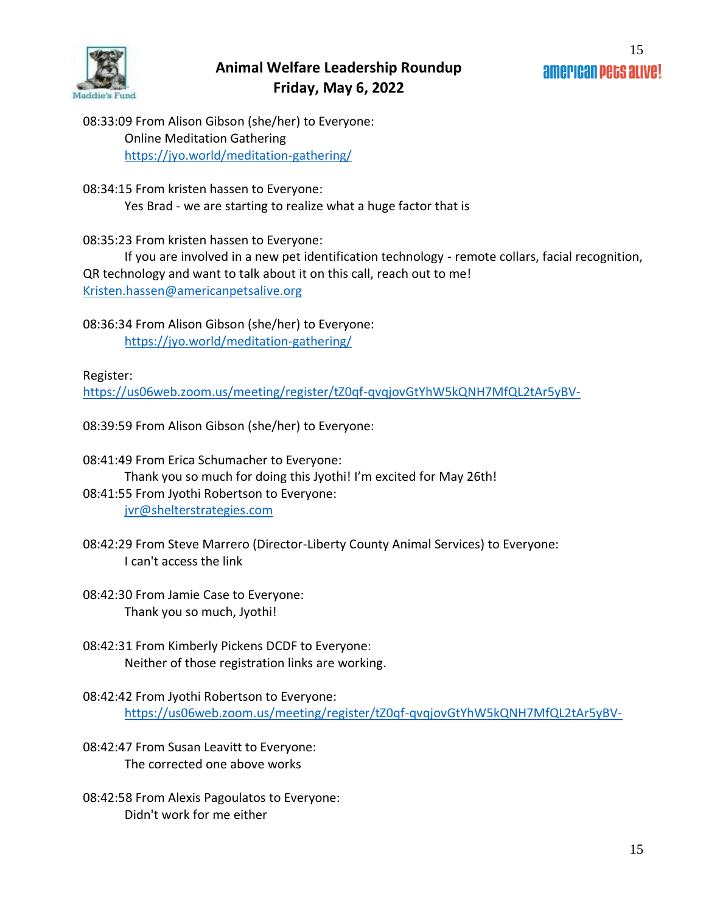08:33:09 From Alison Gibson (she/her) to Everyone:
Online Meditation Gathering
https://jyo.world/meditation-gathering/

08:34:15 From kristen hassen to Everyone:
Yes Brad - we are starting to realize what a huge factor that is

08:35:23 From kristen hassen to Everyone:
If you are involved in a new pet identification technology - remote collars, facial recognition, QR technology and want to talk about it on this call, reach out to me!
Kristen.hassen@americanpetsalive.org

08:36:34 From Alison Gibson (she/her) to Everyone:
https://jyo.world/meditation-gathering/

Register:
https://us06web.zoom.us/meeting/register/tZ0qf-qvqjovGtYhW5kQNH7MfQL2tAr5yBV-

08:39:59 From Alison Gibson (she/her) to Everyone:

08:41:49 From Erica Schumacher to Everyone:
Thank you so much for doing this Jyothi! I'm excited for May 26th!

08:41:55 From Jyothi Robertson to Everyone:
jvr@shelterstrategies.com

08:42:29 From Steve Marrero (Director-Liberty County Animal Services) to Everyone:
I can't access the link

08:42:30 From Jamie Case to Everyone:
Thank you so much, Jyothi!

08:42:31 From Kimberly Pickens DCDF to Everyone:
Neither of those registration links are working.

08:42:42 From Jyothi Robertson to Everyone:
https://us06web.zoom.us/meeting/register/tZ0qf-qvqjovGtYhW5kQNH7MfQL2tAr5yBV-

08:42:47 From Susan Leavitt to Everyone:
The corrected one above works

08:42:58 From Alexis Pagoulatos to Everyone:
Didn't work for me either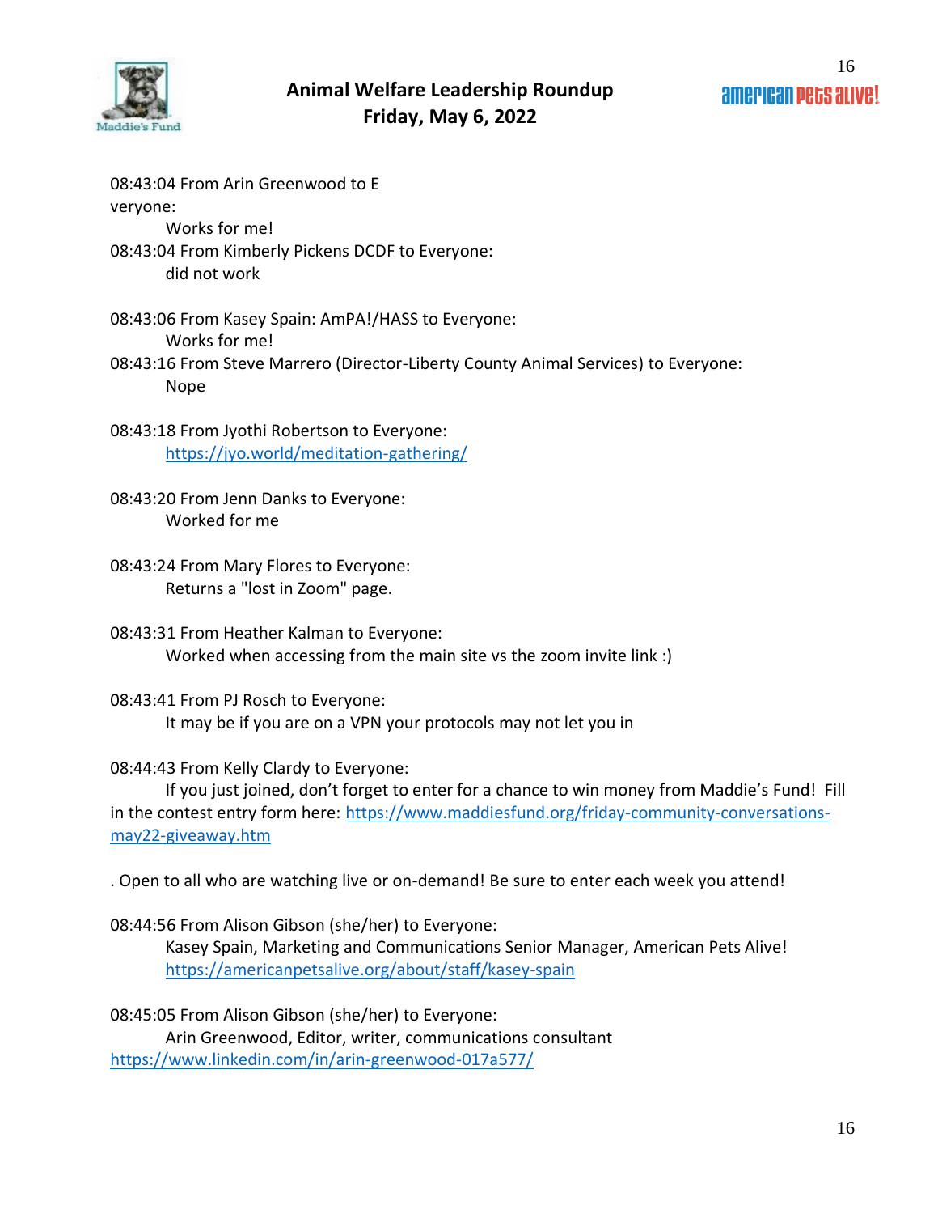08:43:04 From Arin Greenwood to E
veryone:

Works for me!

08:43:04 From Kimberly Pickens DCDF to Everyone:

did not work

08:43:06 From Kasey Spain: AmPA!/HASS to Everyone:

Works for me!

08:43:16 From Steve Marrero (Director-Liberty County Animal Services) to Everyone:

Nope

08:43:18 From Jyothi Robertson to Everyone:

https://jyo.world/meditation-gathering/

08:43:20 From Jenn Danks to Everyone:

Worked for me

08:43:24 From Mary Flores to Everyone:

Returns a "lost in Zoom" page.

08:43:31 From Heather Kalman to Everyone:

Worked when accessing from the main site vs the zoom invite link :)

08:43:41 From PJ Rosch to Everyone:

It may be if you are on a VPN your protocols may not let you in

08:44:43 From Kelly Clardy to Everyone:

If you just joined, don't forget to enter for a chance to win money from Maddie's Fund! Fill in the contest entry form here: https://www.maddiesfund.org/friday-community-conversations-may22-giveaway.htm

. Open to all who are watching live or on-demand! Be sure to enter each week you attend!

08:44:56 From Alison Gibson (she/her) to Everyone:

Kasey Spain, Marketing and Communications Senior Manager, American Pets Alive!
https://americanpetsalive.org/about/staff/kasey-spain

08:45:05 From Alison Gibson (she/her) to Everyone:

Arin Greenwood, Editor, writer, communications consultant
https://www.linkedin.com/in/arin-greenwood-017a577/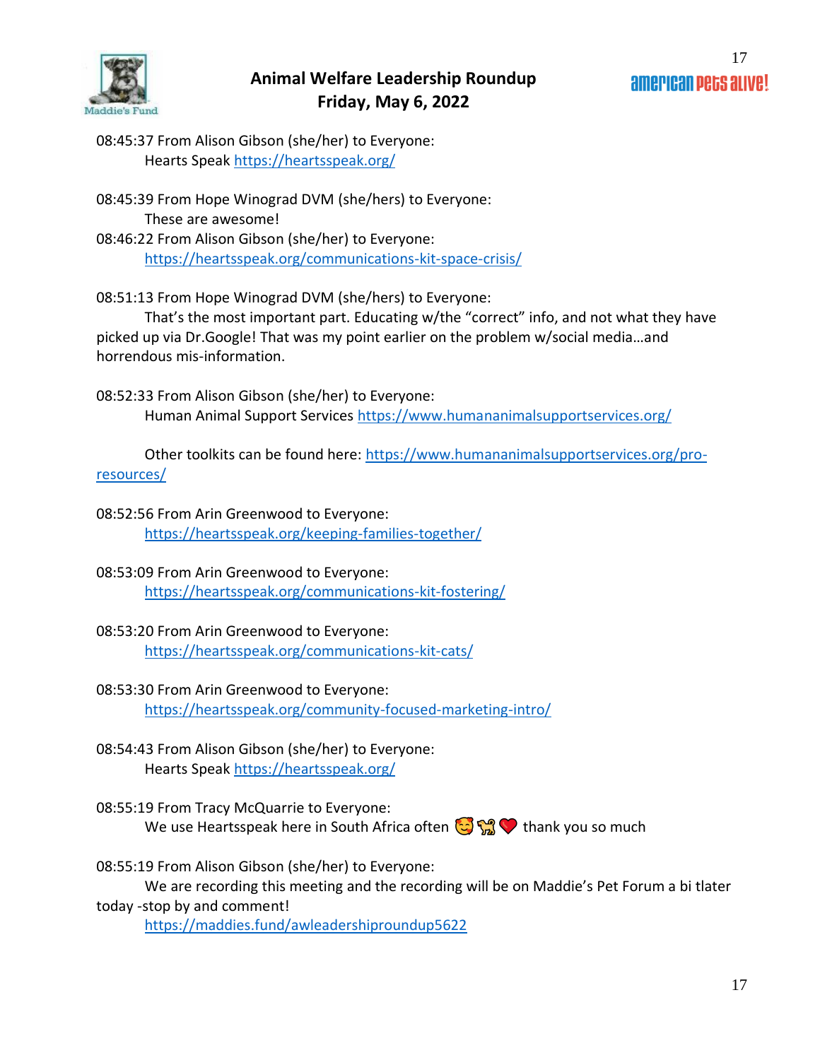08:45:37 From Alison Gibson (she/her) to Everyone:
Hearts Speak https://heartsspeak.org/

08:45:39 From Hope Winograd DVM (she/hers) to Everyone:
These are awesome!

08:46:22 From Alison Gibson (she/her) to Everyone:
https://heartsspeak.org/communications-kit-space-crisis/

08:51:13 From Hope Winograd DVM (she/hers) to Everyone:
That's the most important part. Educating w/the "correct" info, and not what they have picked up via Dr.Google! That was my point earlier on the problem w/social media…and horrendous mis-information.

08:52:33 From Alison Gibson (she/her) to Everyone:
Human Animal Support Services https://www.humananimalsupportservices.org/

Other toolkits can be found here: https://www.humananimalsupportservices.org/pro-resources/

08:52:56 From Arin Greenwood to Everyone:
https://heartsspeak.org/keeping-families-together/

08:53:09 From Arin Greenwood to Everyone:
https://heartsspeak.org/communications-kit-fostering/

08:53:20 From Arin Greenwood to Everyone:
https://heartsspeak.org/communications-kit-cats/

08:53:30 From Arin Greenwood to Everyone:
https://heartsspeak.org/community-focused-marketing-intro/

08:54:43 From Alison Gibson (she/her) to Everyone:
Hearts Speak https://heartsspeak.org/

08:55:19 From Tracy McQuarrie to Everyone:
We use Heartsspeak here in South Africa often 🥰🐕❤️ thank you so much

08:55:19 From Alison Gibson (she/her) to Everyone:
We are recording this meeting and the recording will be on Maddie's Pet Forum a bi tlater today -stop by and comment!
https://maddies.fund/awleadershiproundup5622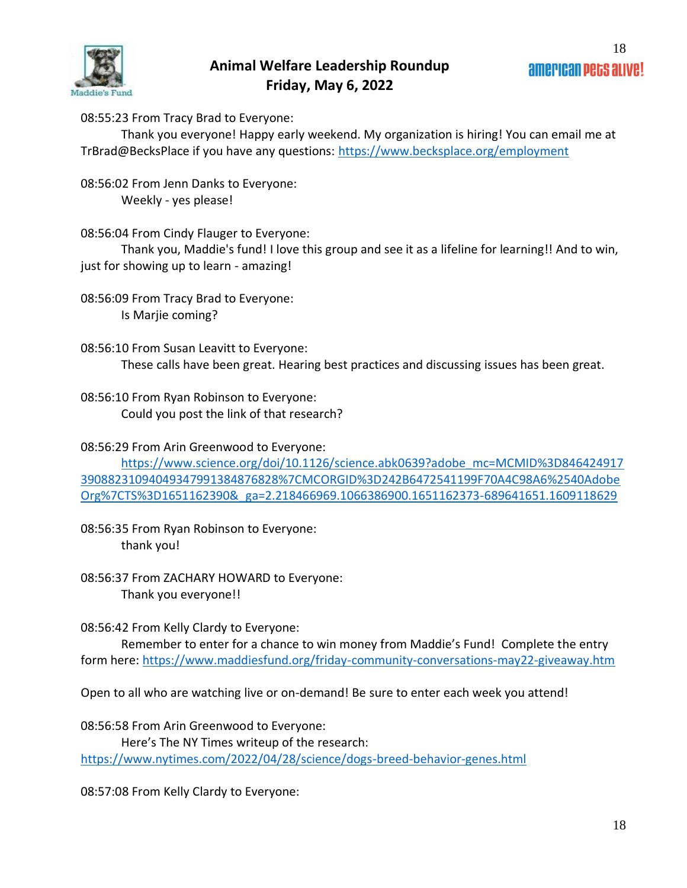08:55:23 From Tracy Brad to Everyone:
Thank you everyone! Happy early weekend. My organization is hiring! You can email me at TrBrad@BecksPlace if you have any questions: https://www.becksplace.org/employment

08:56:02 From Jenn Danks to Everyone:
Weekly - yes please!

08:56:04 From Cindy Flauger to Everyone:
Thank you, Maddie's fund! I love this group and see it as a lifeline for learning!! And to win, just for showing up to learn - amazing!

08:56:09 From Tracy Brad to Everyone:
Is Marjie coming?

08:56:10 From Susan Leavitt to Everyone:
These calls have been great. Hearing best practices and discussing issues has been great.

08:56:10 From Ryan Robinson to Everyone:
Could you post the link of that research?

08:56:29 From Arin Greenwood to Everyone:
https://www.science.org/doi/10.1126/science.abk0639?adobe_mc=MCMID%3D846424917390882310940493479913848768​28%7CMCORGID%3D242B6472541199F70A4C98A6%2540AdobeOrg%7CTS%3D1651162390&_ga=2.218466969.1066386900.1651162373-689641651.1609118629

08:56:35 From Ryan Robinson to Everyone:
thank you!

08:56:37 From ZACHARY HOWARD to Everyone:
Thank you everyone!!

08:56:42 From Kelly Clardy to Everyone:
Remember to enter for a chance to win money from Maddie's Fund! Complete the entry form here: https://www.maddiesfund.org/friday-community-conversations-may22-giveaway.htm

Open to all who are watching live or on-demand! Be sure to enter each week you attend!

08:56:58 From Arin Greenwood to Everyone:
Here's The NY Times writeup of the research:
https://www.nytimes.com/2022/04/28/science/dogs-breed-behavior-genes.html

08:57:08 From Kelly Clardy to Everyone: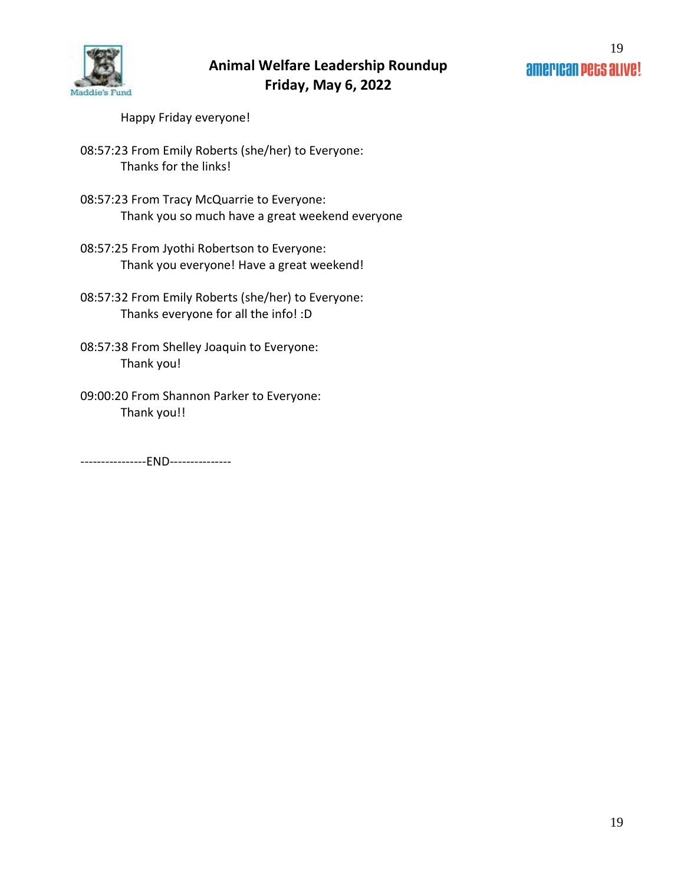Happy Friday everyone!

08:57:23 From Emily Roberts (she/her) to Everyone:
Thanks for the links!

08:57:23 From Tracy McQuarrie to Everyone:
Thank you so much have a great weekend everyone

08:57:25 From Jyothi Robertson to Everyone:
Thank you everyone! Have a great weekend!

08:57:32 From Emily Roberts (she/her) to Everyone:
Thanks everyone for all the info! :D

08:57:38 From Shelley Joaquin to Everyone:
Thank you!

09:00:20 From Shannon Parker to Everyone:
Thank you!!

----------------END---------------